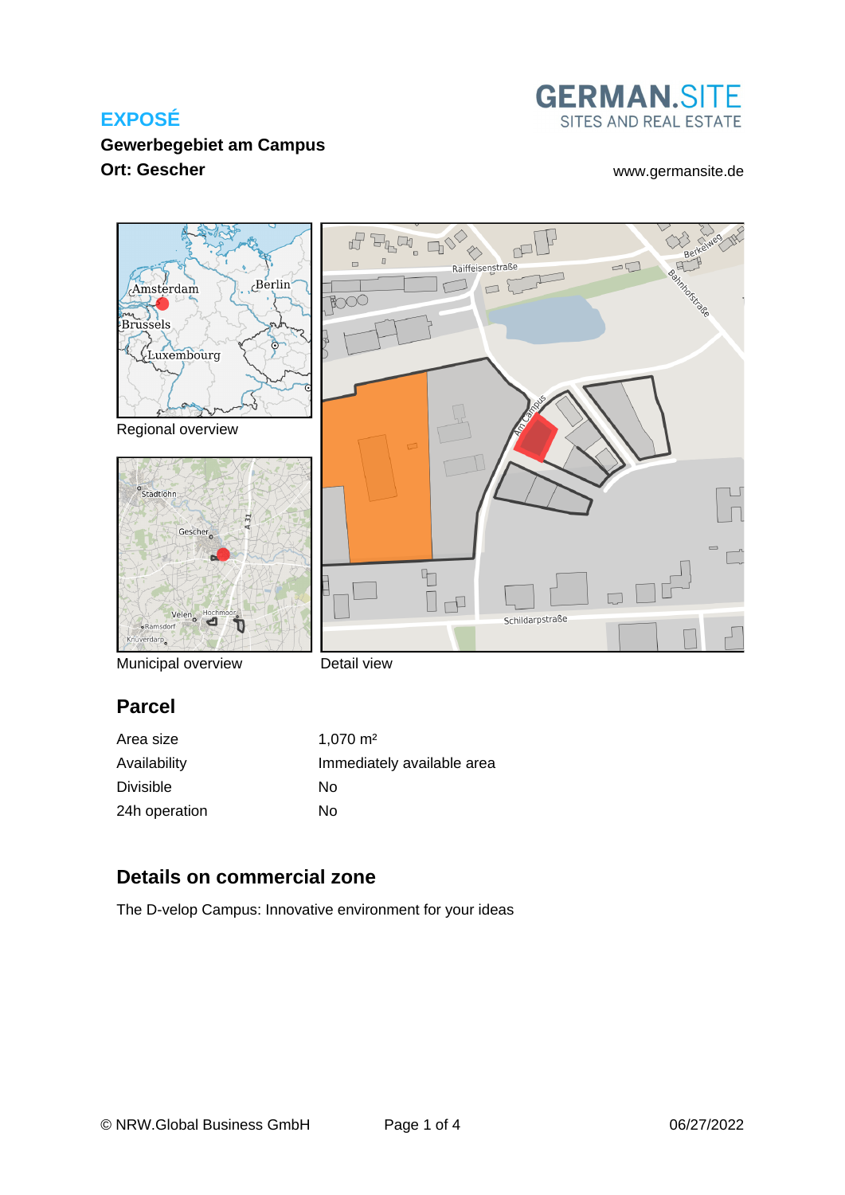**EXPOSÉ**

GERMAN.SITE
SITES AND REAL ESTATE

**Gewerbegebiet am Campus**
**Ort: Gescher**

www.germansite.de

Regional overview

Municipal overview

Detail view

## Parcel

| Area size | 1,070 m² |
|---|---|
| Availability | Immediately available area |
| Divisible | No |
| 24h operation | No |

## Details on commercial zone

The D-velop Campus: Innovative environment for your ideas

© NRW.Global Business GmbH

06/27/2022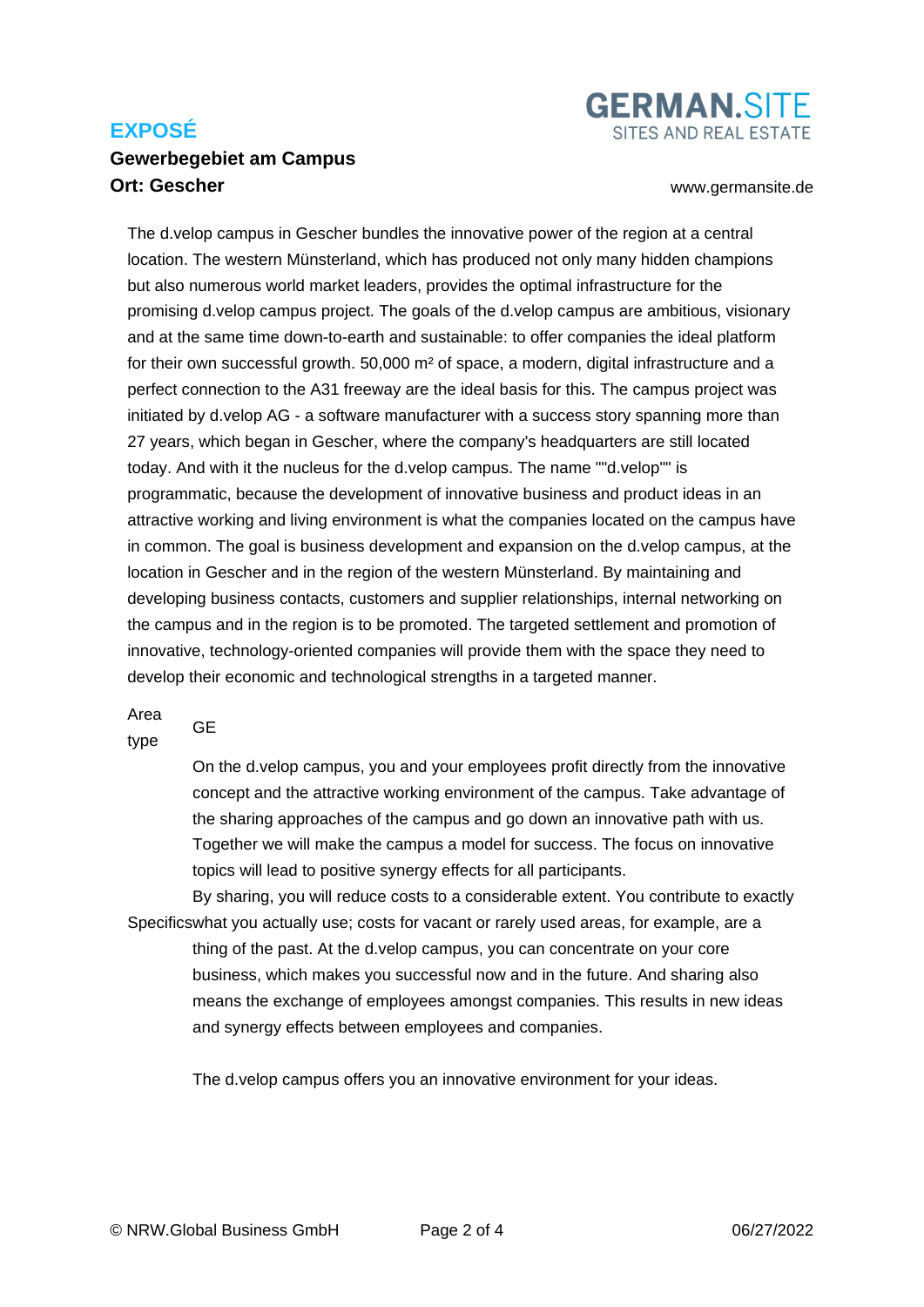# EXPOSÉ

**Gewerbegebiet am Campus**
**Ort: Gescher**

The d.velop campus in Gescher bundles the innovative power of the region at a central location. The western Münsterland, which has produced not only many hidden champions but also numerous world market leaders, provides the optimal infrastructure for the promising d.velop campus project. The goals of the d.velop campus are ambitious, visionary and at the same time down-to-earth and sustainable: to offer companies the ideal platform for their own successful growth. 50,000 m² of space, a modern, digital infrastructure and a perfect connection to the A31 freeway are the ideal basis for this. The campus project was initiated by d.velop AG - a software manufacturer with a success story spanning more than 27 years, which began in Gescher, where the company's headquarters are still located today. And with it the nucleus for the d.velop campus. The name ""d.velop"" is programmatic, because the development of innovative business and product ideas in an attractive working and living environment is what the companies located on the campus have in common. The goal is business development and expansion on the d.velop campus, at the location in Gescher and in the region of the western Münsterland. By maintaining and developing business contacts, customers and supplier relationships, internal networking on the campus and in the region is to be promoted. The targeted settlement and promotion of innovative, technology-oriented companies will provide them with the space they need to develop their economic and technological strengths in a targeted manner.

| | |
|---|---|
| Area type | GE |
| Specifics | On the d.velop campus, you and your employees profit directly from the innovative concept and the attractive working environment of the campus. Take advantage of the sharing approaches of the campus and go down an innovative path with us. Together we will make the campus a model for success. The focus on innovative topics will lead to positive synergy effects for all participants.<br>By sharing, you will reduce costs to a considerable extent. You contribute to exactly what you actually use; costs for vacant or rarely used areas, for example, are a thing of the past. At the d.velop campus, you can concentrate on your core business, which makes you successful now and in the future. And sharing also means the exchange of employees amongst companies. This results in new ideas and synergy effects between employees and companies.<br><br>The d.velop campus offers you an innovative environment for your ideas. |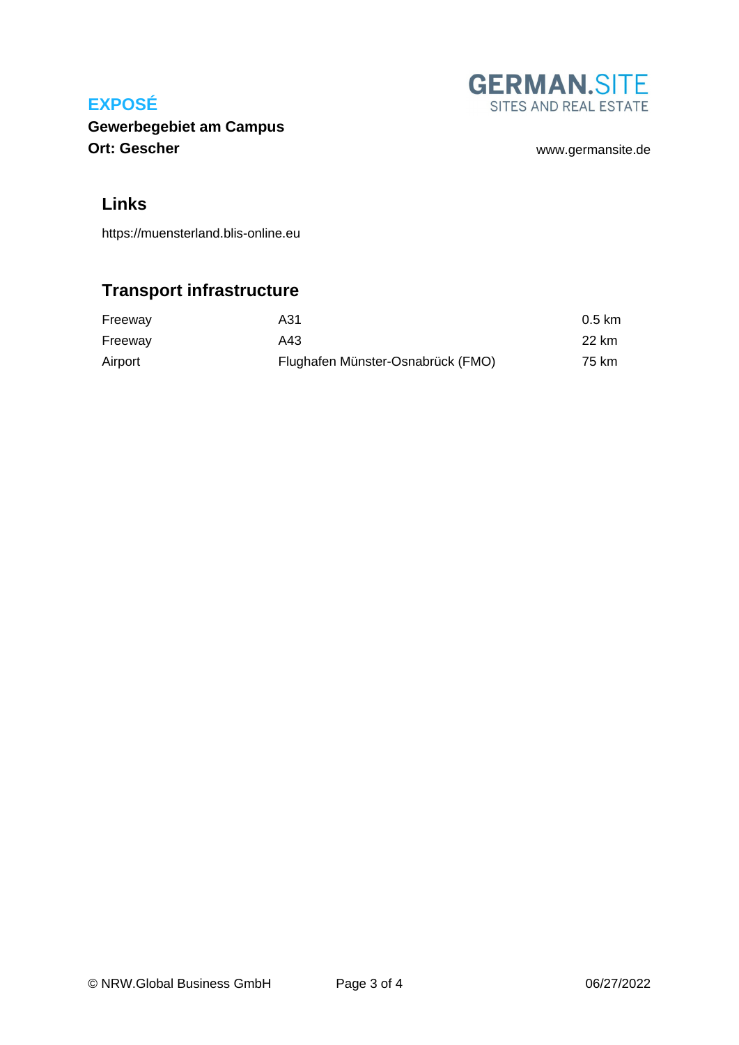## Links

https://muensterland.blis-online.eu

## Transport infrastructure

| | | |
|---|---|---|
| Freeway | A31 | 0.5 km |
| Freeway | A43 | 22 km |
| Airport | Flughafen Münster-Osnabrück (FMO) | 75 km |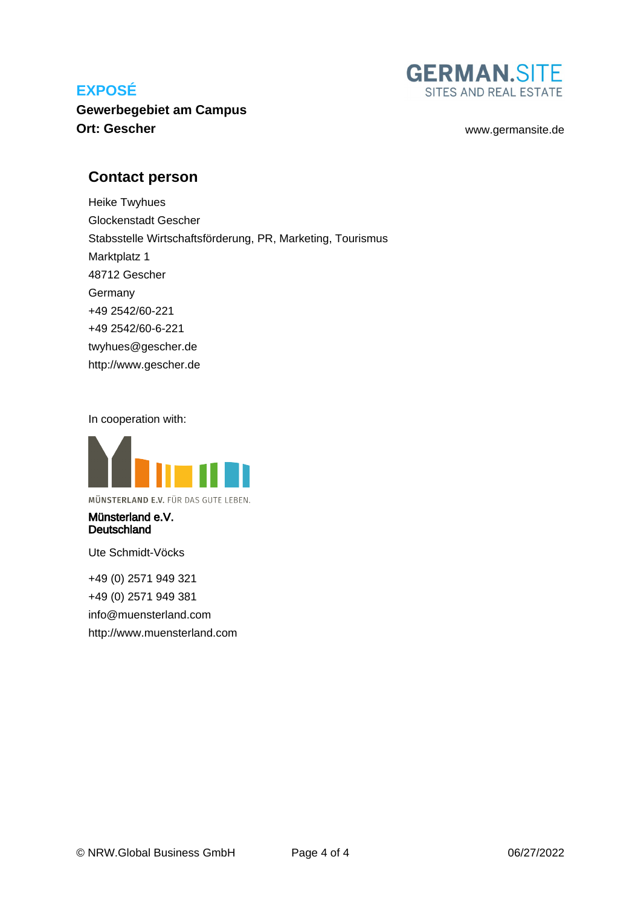**EXPOSÉ**

**Gewerbegebiet am Campus**
**Ort: Gescher**

www.germansite.de

## Contact person

Heike Twyhues
Glockenstadt Gescher
Stabsstelle Wirtschaftsförderung, PR, Marketing, Tourismus
Marktplatz 1
48712 Gescher
Germany
+49 2542/60-221
+49 2542/60-6-221
twyhues@gescher.de
http://www.gescher.de

In cooperation with:

MÜNSTERLAND E.V. FÜR DAS GUTE LEBEN.

**Münsterland e.V.**
**Deutschland**

Ute Schmidt-Vöcks

+49 (0) 2571 949 321
+49 (0) 2571 949 381
info@muensterland.com
http://www.muensterland.com